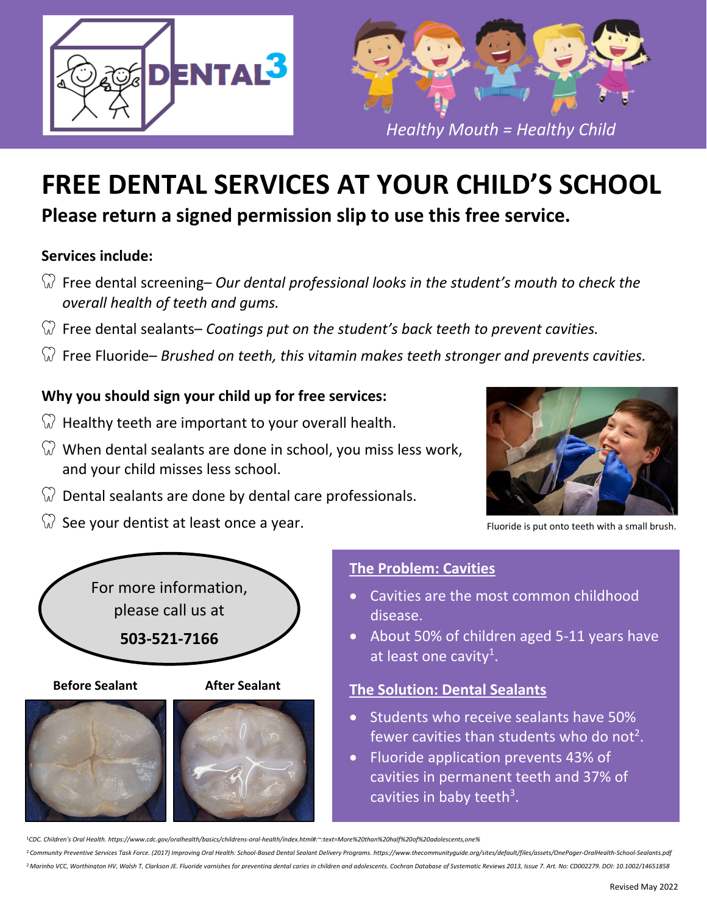DENTAL3

*Healthy Mouth = Healthy Child*

# FREE DENTAL SERVICES AT YOUR CHILD'S SCHOOL

## Please return a signed permission slip to use this free service.

**Services include:**

- Free dental screening– *Our dental professional looks in the student's mouth to check the overall health of teeth and gums.*
- Free dental sealants– *Coatings put on the student's back teeth to prevent cavities.*
- Free Fluoride– *Brushed on teeth, this vitamin makes teeth stronger and prevents cavities.*

**Why you should sign your child up for free services:**

- Healthy teeth are important to your overall health.
- When dental sealants are done in school, you miss less work, and your child misses less school.
- Dental sealants are done by dental care professionals.
- See your dentist at least once a year.

Fluoride is put onto teeth with a small brush.

For more information, please call us at

**503-521-7166**

**Before Sealant** | **After Sealant**

### The Problem: Cavities

- Cavities are the most common childhood disease.
- About 50% of children aged 5-11 years have at least one cavity[1].

### The Solution: Dental Sealants

- Students who receive sealants have 50% fewer cavities than students who do not[2].
- Fluoride application prevents 43% of cavities in permanent teeth and 37% of cavities in baby teeth[3].

[1] *CDC. Children's Oral Health. https://www.cdc.gov/oralhealth/basics/childrens-oral-health/index.html#:~:text=More%20than%20half%20of%20adolescents,one%*

[2] *Community Preventive Services Task Force. (2017) Improving Oral Health: School-Based Dental Sealant Delivery Programs. https://www.thecommunityguide.org/sites/default/files/assets/OnePager-OralHealth-School-Sealants.pdf*

[2] *Marinho VCC, Worthington HV, Walsh T, Clarkson JE. Fluoride varnishes for preventing dental caries in children and adolescents. Cochran Database of Systematic Reviews 2013, Issue 7. Art. No: CD002279. DOI: 10.1002/14651858*

Revised May 2022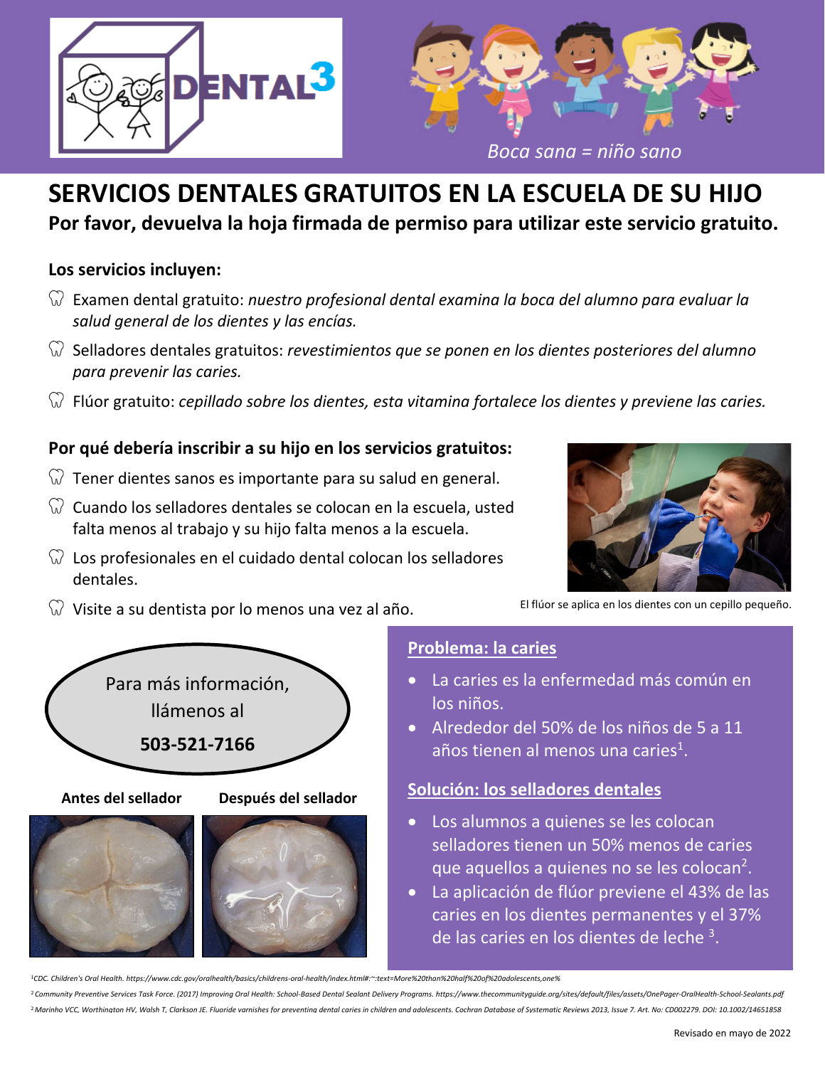DENTAL3

*Boca sana = niño sano*

# SERVICIOS DENTALES GRATUITOS EN LA ESCUELA DE SU HIJO

**Por favor, devuelva la hoja firmada de permiso para utilizar este servicio gratuito.**

### Los servicios incluyen:

- Examen dental gratuito: *nuestro profesional dental examina la boca del alumno para evaluar la salud general de los dientes y las encías.*
- Selladores dentales gratuitos: *revestimientos que se ponen en los dientes posteriores del alumno para prevenir las caries.*
- Flúor gratuito: *cepillado sobre los dientes, esta vitamina fortalece los dientes y previene las caries.*

### Por qué debería inscribir a su hijo en los servicios gratuitos:

- Tener dientes sanos es importante para su salud en general.
- Cuando los selladores dentales se colocan en la escuela, usted falta menos al trabajo y su hijo falta menos a la escuela.
- Los profesionales en el cuidado dental colocan los selladores dentales.
- Visite a su dentista por lo menos una vez al año.

El flúor se aplica en los dientes con un cepillo pequeño.

Para más información, llámenos al

**503-521-7166**

**Antes del sellador** | **Después del sellador**

### Problema: la caries

- La caries es la enfermedad más común en los niños.
- Alrededor del 50% de los niños de 5 a 11 años tienen al menos una caries[1].

### Solución: los selladores dentales

- Los alumnos a quienes se les colocan selladores tienen un 50% menos de caries que aquellos a quienes no se les colocan[2].
- La aplicación de flúor previene el 43% de las caries en los dientes permanentes y el 37% de las caries en los dientes de leche [3].

[1] *CDC. Children's Oral Health. https://www.cdc.gov/oralhealth/basics/childrens-oral-health/index.html#:~:text=More%20than%20half%20of%20adolescents,one%*

[2] *Community Preventive Services Task Force. (2017) Improving Oral Health: School-Based Dental Sealant Delivery Programs. https://www.thecommunityguide.org/sites/default/files/assets/OnePager-OralHealth-School-Sealants.pdf*

[2] *Marinho VCC, Worthington HV, Walsh T, Clarkson JE. Fluoride varnishes for preventing dental caries in children and adolescents. Cochran Database of Systematic Reviews 2013, Issue 7. Art. No: CD002279. DOI: 10.1002/14651858*

Revisado en mayo de 2022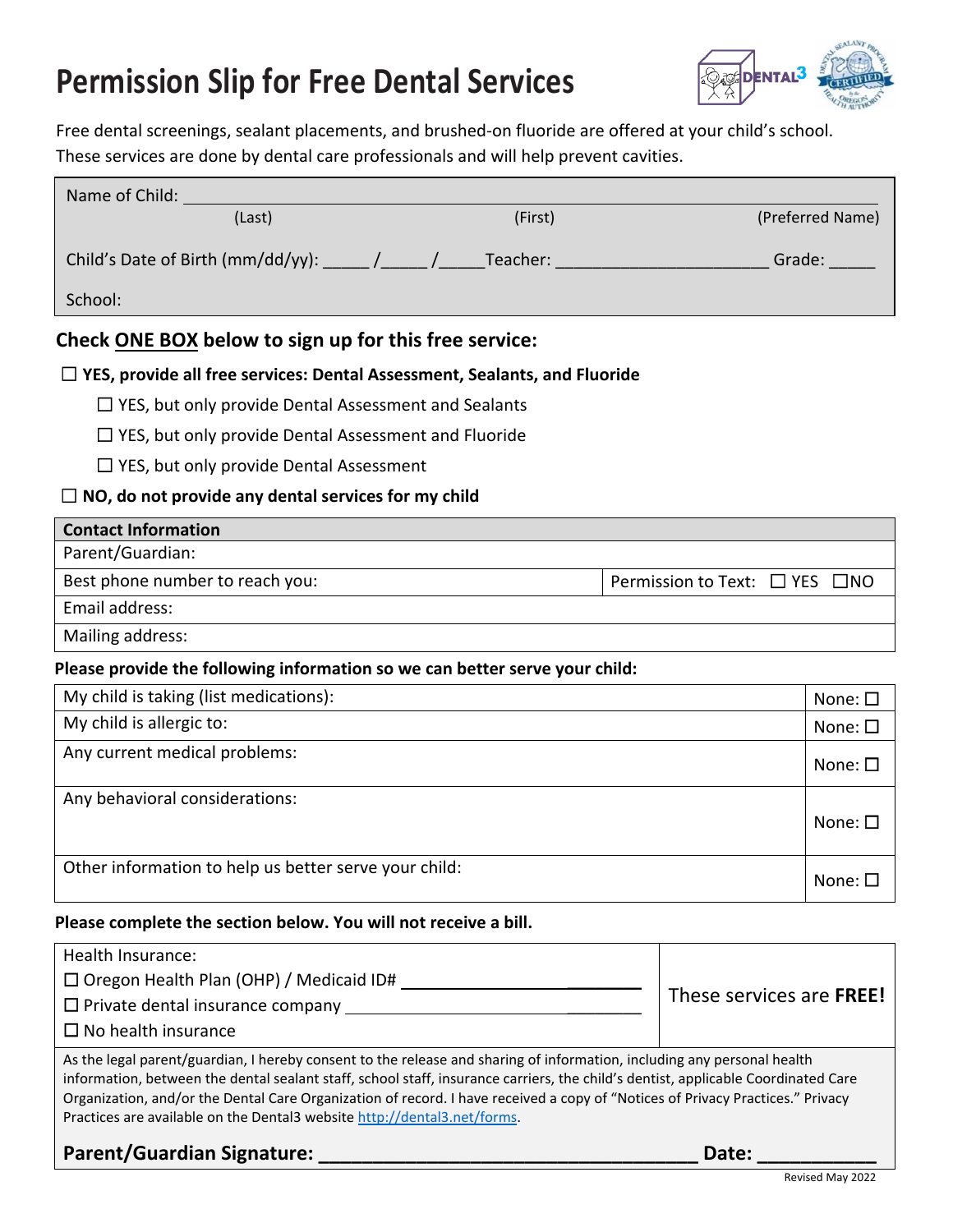# Permission Slip for Free Dental Services

Free dental screenings, sealant placements, and brushed-on fluoride are offered at your child's school. These services are done by dental care professionals and will help prevent cavities.

Name of Child: ______________________________________________
(Last) (First) (Preferred Name)

Child's Date of Birth (mm/dd/yy): _____ /_____ /_____ Teacher: ______________________ Grade: _____

School:

## Check ONE BOX below to sign up for this free service:

☐ **YES, provide all free services: Dental Assessment, Sealants, and Fluoride**

☐ YES, but only provide Dental Assessment and Sealants

☐ YES, but only provide Dental Assessment and Fluoride

☐ YES, but only provide Dental Assessment

☐ **NO, do not provide any dental services for my child**

| **Contact Information** | |
|---|---|
| Parent/Guardian: | |
| Best phone number to reach you: | Permission to Text: ☐ YES ☐NO |
| Email address: | |
| Mailing address: | |

**Please provide the following information so we can better serve your child:**

| | |
|---|---|
| My child is taking (list medications): | None: ☐ |
| My child is allergic to: | None: ☐ |
| Any current medical problems: | None: ☐ |
| Any behavioral considerations: | None: ☐ |
| Other information to help us better serve your child: | None: ☐ |

**Please complete the section below. You will not receive a bill.**

| | |
|---|---|
| Health Insurance:<br>☐ Oregon Health Plan (OHP) / Medicaid ID# ____________________<br>☐ Private dental insurance company ____________________<br>☐ No health insurance | These services are **FREE!** |

As the legal parent/guardian, I hereby consent to the release and sharing of information, including any personal health information, between the dental sealant staff, school staff, insurance carriers, the child's dentist, applicable Coordinated Care Organization, and/or the Dental Care Organization of record. I have received a copy of "Notices of Privacy Practices." Privacy Practices are available on the Dental3 website http://dental3.net/forms.

**Parent/Guardian Signature: ___________________________________ Date: __________**

Revised May 2022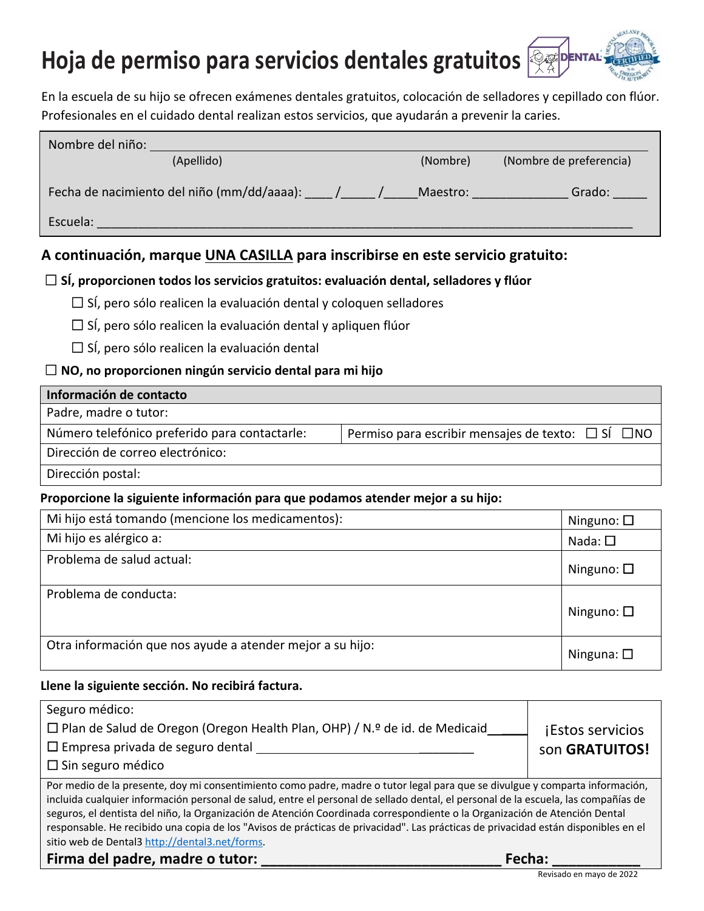# Hoja de permiso para servicios dentales gratuitos

En la escuela de su hijo se ofrecen exámenes dentales gratuitos, colocación de selladores y cepillado con flúor. Profesionales en el cuidado dental realizan estos servicios, que ayudarán a prevenir la caries.

Nombre del niño: ______________________________________________
(Apellido) (Nombre) (Nombre de preferencia)

Fecha de nacimiento del niño (mm/dd/aaaa): ____ /_____ /_____ Maestro: ______________ Grado: _____

Escuela: ______________________________________________________________________________

## A continuación, marque UNA CASILLA para inscribirse en este servicio gratuito:

☐ **SÍ, proporcionen todos los servicios gratuitos: evaluación dental, selladores y flúor**

- ☐ SÍ, pero sólo realicen la evaluación dental y coloquen selladores
- ☐ SÍ, pero sólo realicen la evaluación dental y apliquen flúor
- ☐ SÍ, pero sólo realicen la evaluación dental

☐ **NO, no proporcionen ningún servicio dental para mi hijo**

| **Información de contacto** | |
|---|---|
| Padre, madre o tutor: | |
| Número telefónico preferido para contactarle: | Permiso para escribir mensajes de texto: ☐ SÍ ☐NO |
| Dirección de correo electrónico: | |
| Dirección postal: | |

**Proporcione la siguiente información para que podamos atender mejor a su hijo:**

| | |
|---|---|
| Mi hijo está tomando (mencione los medicamentos): | Ninguno: ☐ |
| Mi hijo es alérgico a: | Nada: ☐ |
| Problema de salud actual: | Ninguno: ☐ |
| Problema de conducta: | Ninguno: ☐ |
| Otra información que nos ayude a atender mejor a su hijo: | Ninguna: ☐ |

**Llene la siguiente sección. No recibirá factura.**

| | |
|---|---|
| Seguro médico:<br>☐ Plan de Salud de Oregon (Oregon Health Plan, OHP) / N.º de id. de Medicaid____<br>☐ Empresa privada de seguro dental ______________________________<br>☐ Sin seguro médico | ¡Estos servicios son **GRATUITOS!** |

Por medio de la presente, doy mi consentimiento como padre, madre o tutor legal para que se divulgue y comparta información, incluida cualquier información personal de salud, entre el personal de sellado dental, el personal de la escuela, las compañías de seguros, el dentista del niño, la Organización de Atención Coordinada correspondiente o la Organización de Atención Dental responsable. He recibido una copia de los "Avisos de prácticas de privacidad". Las prácticas de privacidad están disponibles en el sitio web de Dental3 http://dental3.net/forms.

**Firma del padre, madre o tutor: ______________________________ Fecha: __________**

Revisado en mayo de 2022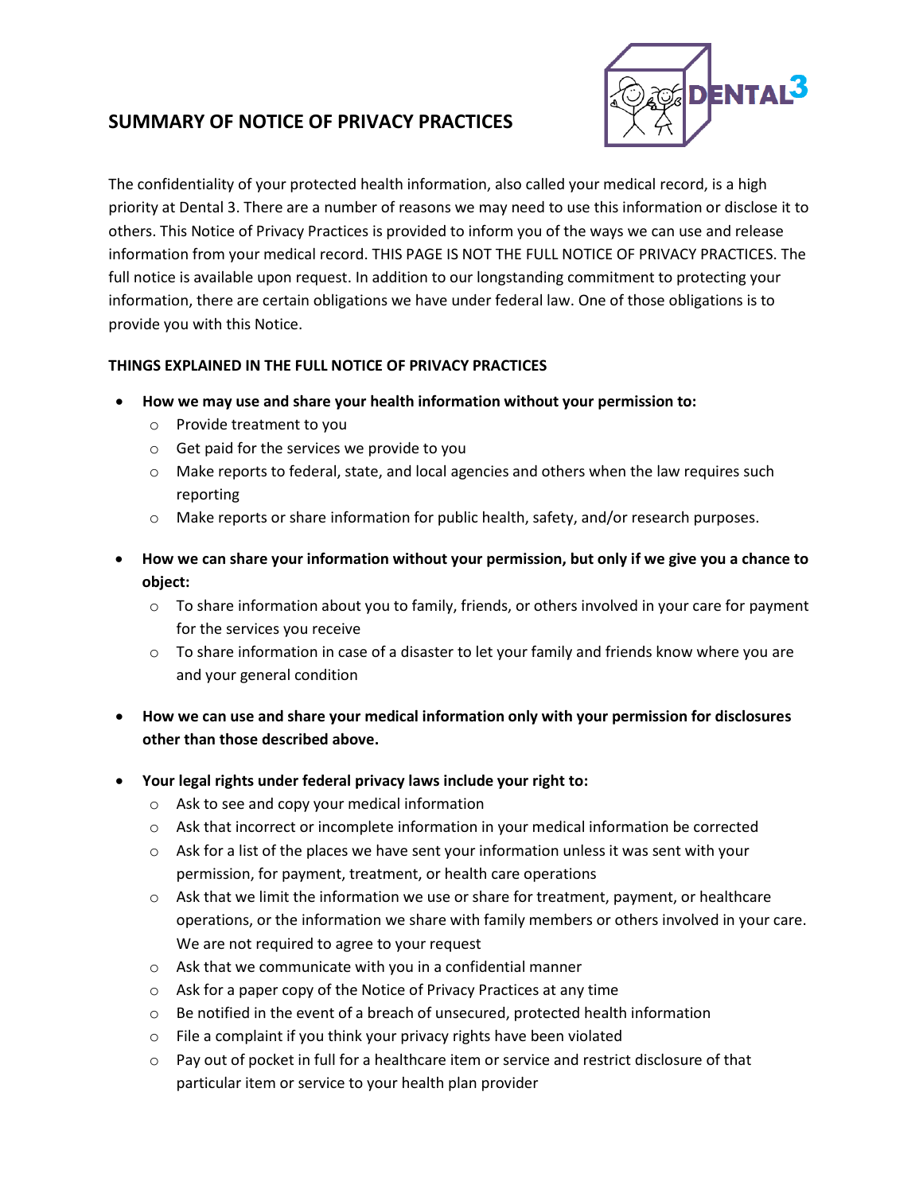# SUMMARY OF NOTICE OF PRIVACY PRACTICES

The confidentiality of your protected health information, also called your medical record, is a high priority at Dental 3. There are a number of reasons we may need to use this information or disclose it to others. This Notice of Privacy Practices is provided to inform you of the ways we can use and release information from your medical record. THIS PAGE IS NOT THE FULL NOTICE OF PRIVACY PRACTICES. The full notice is available upon request. In addition to our longstanding commitment to protecting your information, there are certain obligations we have under federal law. One of those obligations is to provide you with this Notice.

## THINGS EXPLAINED IN THE FULL NOTICE OF PRIVACY PRACTICES

- **How we may use and share your health information without your permission to:**
  - Provide treatment to you
  - Get paid for the services we provide to you
  - Make reports to federal, state, and local agencies and others when the law requires such reporting
  - Make reports or share information for public health, safety, and/or research purposes.
- **How we can share your information without your permission, but only if we give you a chance to object:**
  - To share information about you to family, friends, or others involved in your care for payment for the services you receive
  - To share information in case of a disaster to let your family and friends know where you are and your general condition
- **How we can use and share your medical information only with your permission for disclosures other than those described above.**
- **Your legal rights under federal privacy laws include your right to:**
  - Ask to see and copy your medical information
  - Ask that incorrect or incomplete information in your medical information be corrected
  - Ask for a list of the places we have sent your information unless it was sent with your permission, for payment, treatment, or health care operations
  - Ask that we limit the information we use or share for treatment, payment, or healthcare operations, or the information we share with family members or others involved in your care. We are not required to agree to your request
  - Ask that we communicate with you in a confidential manner
  - Ask for a paper copy of the Notice of Privacy Practices at any time
  - Be notified in the event of a breach of unsecured, protected health information
  - File a complaint if you think your privacy rights have been violated
  - Pay out of pocket in full for a healthcare item or service and restrict disclosure of that particular item or service to your health plan provider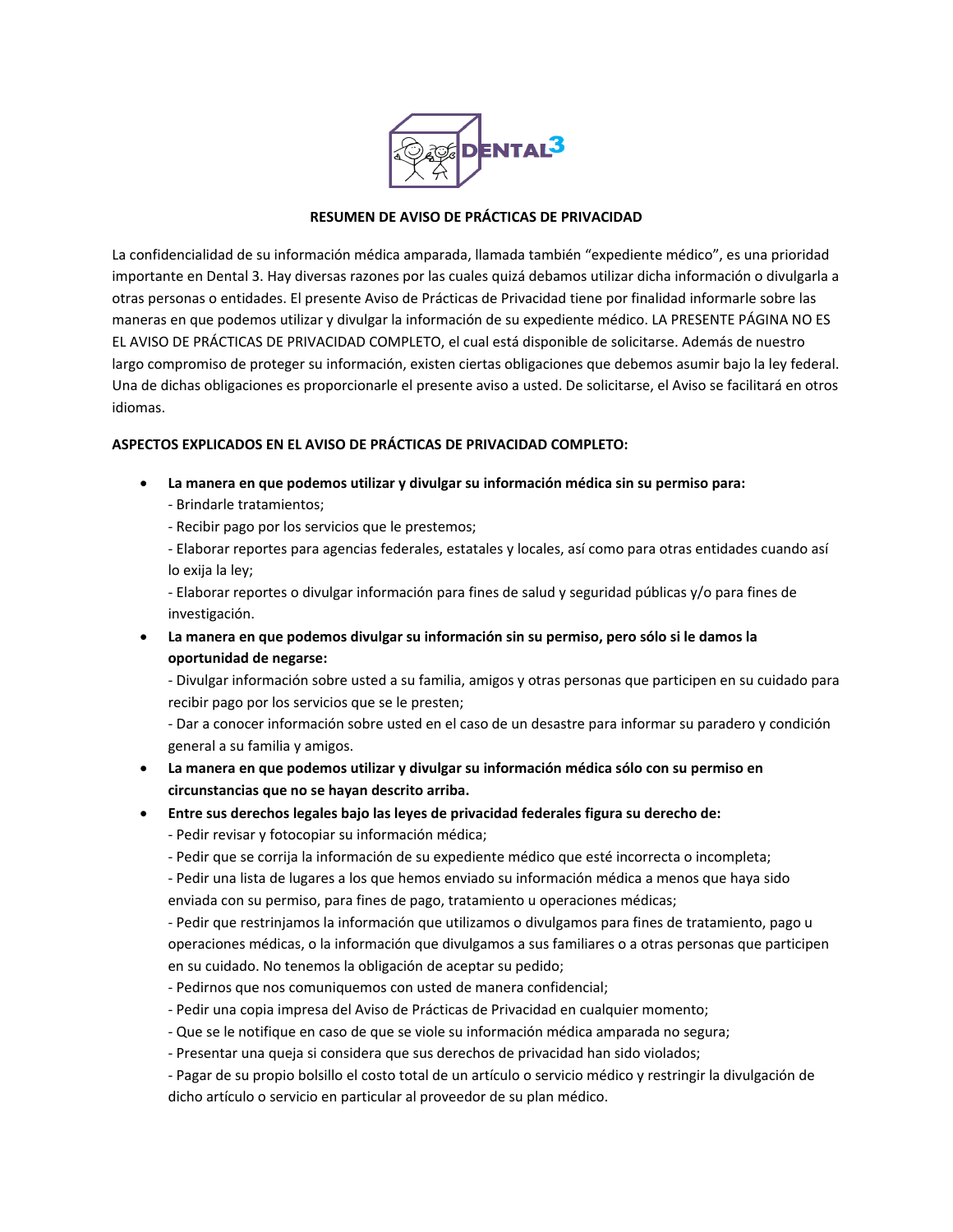## RESUMEN DE AVISO DE PRÁCTICAS DE PRIVACIDAD

La confidencialidad de su información médica amparada, llamada también "expediente médico", es una prioridad importante en Dental 3. Hay diversas razones por las cuales quizá debamos utilizar dicha información o divulgarla a otras personas o entidades. El presente Aviso de Prácticas de Privacidad tiene por finalidad informarle sobre las maneras en que podemos utilizar y divulgar la información de su expediente médico. LA PRESENTE PÁGINA NO ES EL AVISO DE PRÁCTICAS DE PRIVACIDAD COMPLETO, el cual está disponible de solicitarse. Además de nuestro largo compromiso de proteger su información, existen ciertas obligaciones que debemos asumir bajo la ley federal. Una de dichas obligaciones es proporcionarle el presente aviso a usted. De solicitarse, el Aviso se facilitará en otros idiomas.

**ASPECTOS EXPLICADOS EN EL AVISO DE PRÁCTICAS DE PRIVACIDAD COMPLETO:**

- **La manera en que podemos utilizar y divulgar su información médica sin su permiso para:**
  - Brindarle tratamientos;
  - Recibir pago por los servicios que le prestemos;
  - Elaborar reportes para agencias federales, estatales y locales, así como para otras entidades cuando así lo exija la ley;
  - Elaborar reportes o divulgar información para fines de salud y seguridad públicas y/o para fines de investigación.
- **La manera en que podemos divulgar su información sin su permiso, pero sólo si le damos la oportunidad de negarse:**
  - Divulgar información sobre usted a su familia, amigos y otras personas que participen en su cuidado para recibir pago por los servicios que se le presten;
  - Dar a conocer información sobre usted en el caso de un desastre para informar su paradero y condición general a su familia y amigos.
- **La manera en que podemos utilizar y divulgar su información médica sólo con su permiso en circunstancias que no se hayan descrito arriba.**
- **Entre sus derechos legales bajo las leyes de privacidad federales figura su derecho de:**
  - Pedir revisar y fotocopiar su información médica;
  - Pedir que se corrija la información de su expediente médico que esté incorrecta o incompleta;
  - Pedir una lista de lugares a los que hemos enviado su información médica a menos que haya sido enviada con su permiso, para fines de pago, tratamiento u operaciones médicas;
  - Pedir que restrinjamos la información que utilizamos o divulgamos para fines de tratamiento, pago u operaciones médicas, o la información que divulgamos a sus familiares o a otras personas que participen en su cuidado. No tenemos la obligación de aceptar su pedido;
  - Pedirnos que nos comuniquemos con usted de manera confidencial;
  - Pedir una copia impresa del Aviso de Prácticas de Privacidad en cualquier momento;
  - Que se le notifique en caso de que se viole su información médica amparada no segura;
  - Presentar una queja si considera que sus derechos de privacidad han sido violados;
  - Pagar de su propio bolsillo el costo total de un artículo o servicio médico y restringir la divulgación de dicho artículo o servicio en particular al proveedor de su plan médico.